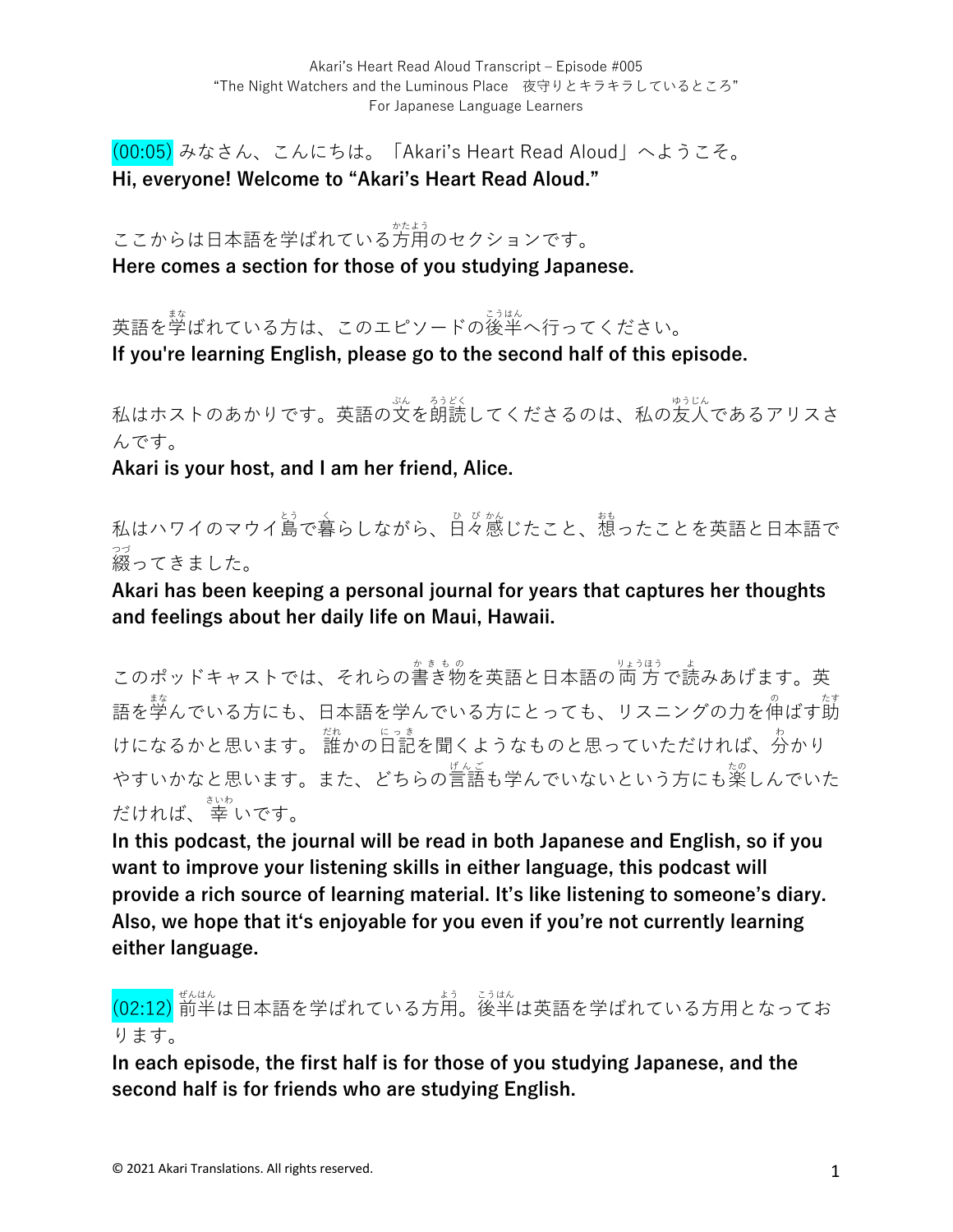Akari's Heart Read Aloud Transcript – Episode #005
"The Night Watchers and the Luminous Place　夜守りとキラキラしているところ"
For Japanese Language Learners

(00:05) みなさん、こんにちは。「Akari's Heart Read Aloud」へようこそ。
**Hi, everyone! Welcome to "Akari's Heart Read Aloud."**

ここからは日本語を学ばれている方用のセクションです。
**Here comes a section for those of you studying Japanese.**

英語を学ばれている方は、このエピソードの後半へ行ってください。
**If you're learning English, please go to the second half of this episode.**

私はホストのあかりです。英語の文を朗読してくださるのは、私の友人であるアリスさんです。
**Akari is your host, and I am her friend, Alice.**

私はハワイのマウイ島で暮らしながら、日々感じたこと、想ったことを英語と日本語で綴ってきました。
**Akari has been keeping a personal journal for years that captures her thoughts and feelings about her daily life on Maui, Hawaii.**

このポッドキャストでは、それらの書き物を英語と日本語の両方で読みあげます。英語を学んでいる方にも、日本語を学んでいる方にとっても、リスニングの力を伸ばす助けになるかと思います。 誰かの日記を聞くようなものと思っていただければ、分かりやすいかなと思います。また、どちらの言語も学んでいないという方にも楽しんでいただければ、幸いです。
**In this podcast, the journal will be read in both Japanese and English, so if you want to improve your listening skills in either language, this podcast will provide a rich source of learning material. It's like listening to someone's diary. Also, we hope that it's enjoyable for you even if you're not currently learning either language.**

(02:12) 前半は日本語を学ばれている方用。後半は英語を学ばれている方用となっております。
**In each episode, the first half is for those of you studying Japanese, and the second half is for friends who are studying English.**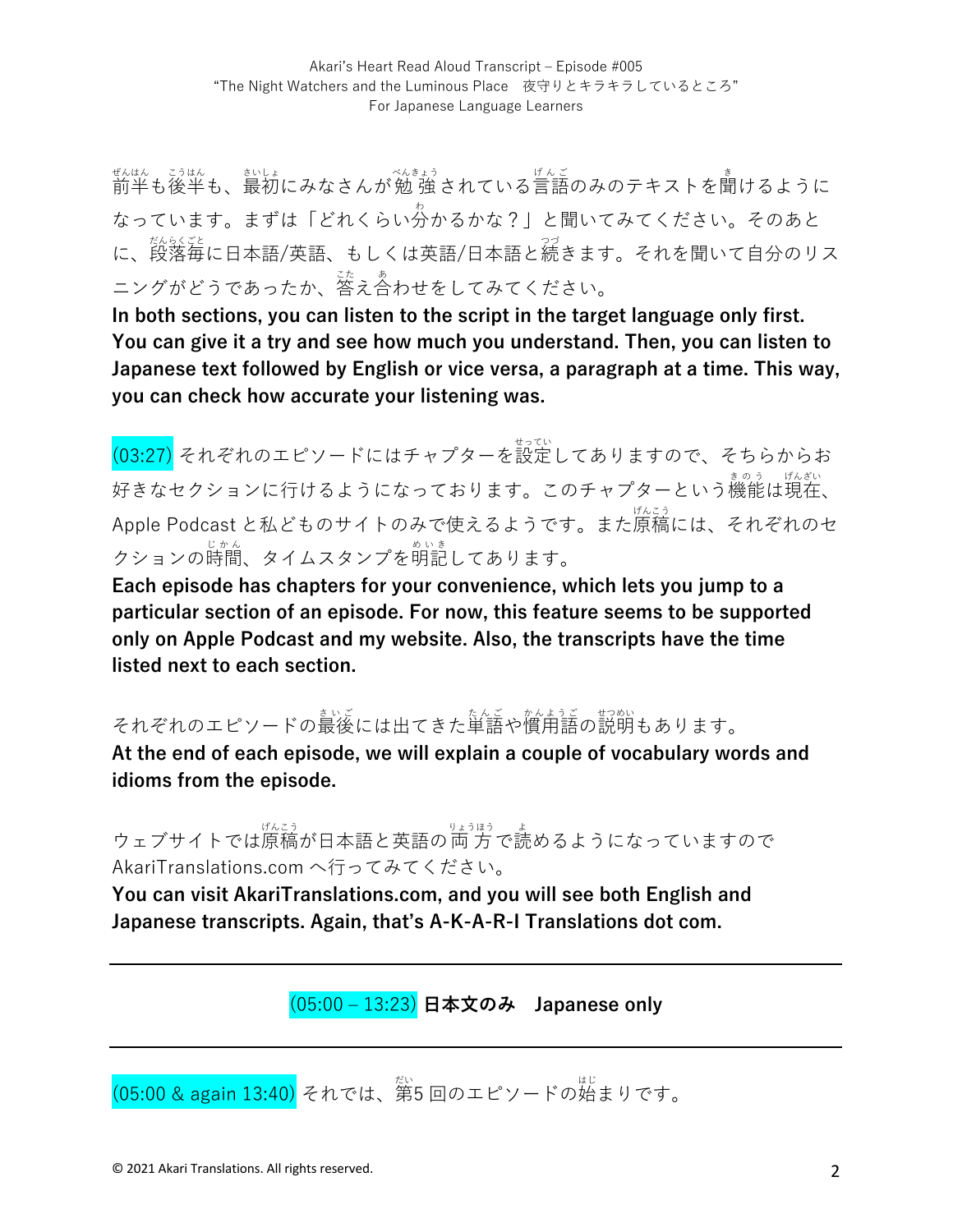前半も後半も、最初にみなさんが勉強されている言語のみのテキストを聞けるようになっています。まずは「どれくらい分かるかな？」と聞いてみてください。そのあとに、段落毎に日本語/英語、もしくは英語/日本語と続きます。それを聞いて自分のリスニングがどうであったか、答え合わせをしてみてください。

**In both sections, you can listen to the script in the target language only first. You can give it a try and see how much you understand. Then, you can listen to Japanese text followed by English or vice versa, a paragraph at a time. This way, you can check how accurate your listening was.**

(03:27) それぞれのエピソードにはチャプターを設定してありますので、そちらからお好きなセクションに行けるようになっております。このチャプターという機能は現在、Apple Podcast と私どものサイトのみで使えるようです。また原稿には、それぞれのセクションの時間、タイムスタンプを明記してあります。

**Each episode has chapters for your convenience, which lets you jump to a particular section of an episode. For now, this feature seems to be supported only on Apple Podcast and my website. Also, the transcripts have the time listed next to each section.**

それぞれのエピソードの最後には出てきた単語や慣用語の説明もあります。

**At the end of each episode, we will explain a couple of vocabulary words and idioms from the episode.**

ウェブサイトでは原稿が日本語と英語の両方で読めるようになっていますので AkariTranslations.com へ行ってみてください。

**You can visit AkariTranslations.com, and you will see both English and Japanese transcripts. Again, that's A-K-A-R-I Translations dot com.**

---

## (05:00 – 13:23) 日本文のみ　Japanese only

---

(05:00 & again 13:40) それでは、第5 回のエピソードの始まりです。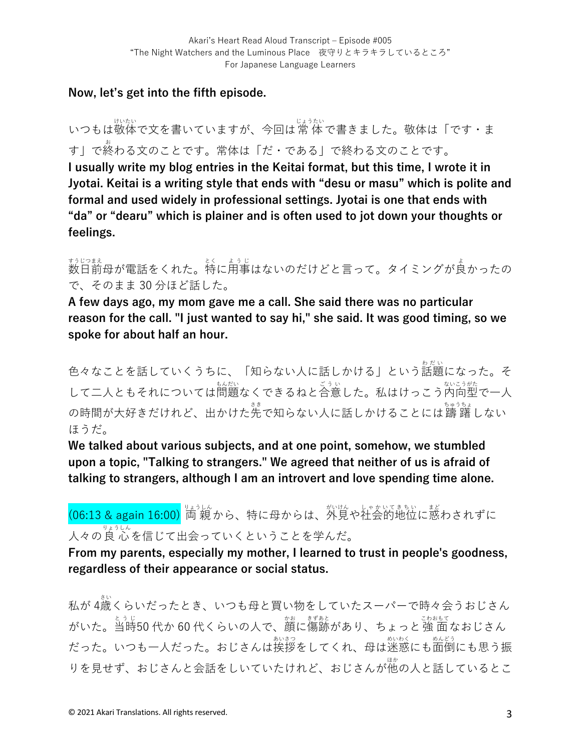**Now, let's get into the fifth episode.**

いつもは敬体で文を書いていますが、今回は常体で書きました。敬体は「です・ます」で終わる文のことです。常体は「だ・である」で終わる文のことです。

**I usually write my blog entries in the Keitai format, but this time, I wrote it in Jyotai. Keitai is a writing style that ends with "desu or masu" which is polite and formal and used widely in professional settings. Jyotai is one that ends with "da" or "dearu" which is plainer and is often used to jot down your thoughts or feelings.**

数日前母が電話をくれた。特に用事はないのだけどと言って。タイミングが良かったので、そのまま 30 分ほど話した。

**A few days ago, my mom gave me a call. She said there was no particular reason for the call. "I just wanted to say hi," she said. It was good timing, so we spoke for about half an hour.**

色々なことを話していくうちに、「知らない人に話しかける」という話題になった。そして二人ともそれについては問題なくできるねと合意した。私はけっこう内向型で一人の時間が大好きだけれど、出かけた先で知らない人に話しかけることには躊躇しないほうだ。

**We talked about various subjects, and at one point, somehow, we stumbled upon a topic, "Talking to strangers." We agreed that neither of us is afraid of talking to strangers, although I am an introvert and love spending time alone.**

(06:13 & again 16:00) 両親から、特に母からは、外見や社会的地位に惑わされずに人々の良心を信じて出会っていくということを学んだ。

**From my parents, especially my mother, I learned to trust in people's goodness, regardless of their appearance or social status.**

私が 4歳くらいだったとき、いつも母と買い物をしていたスーパーで時々会うおじさんがいた。当時50 代か 60 代くらいの人で、顔に傷跡があり、ちょっと強面なおじさんだった。いつも一人だった。おじさんは挨拶をしてくれ、母は迷惑にも面倒にも思う振りを見せず、おじさんと会話をしいていたけれど、おじさんが他の人と話しているとこ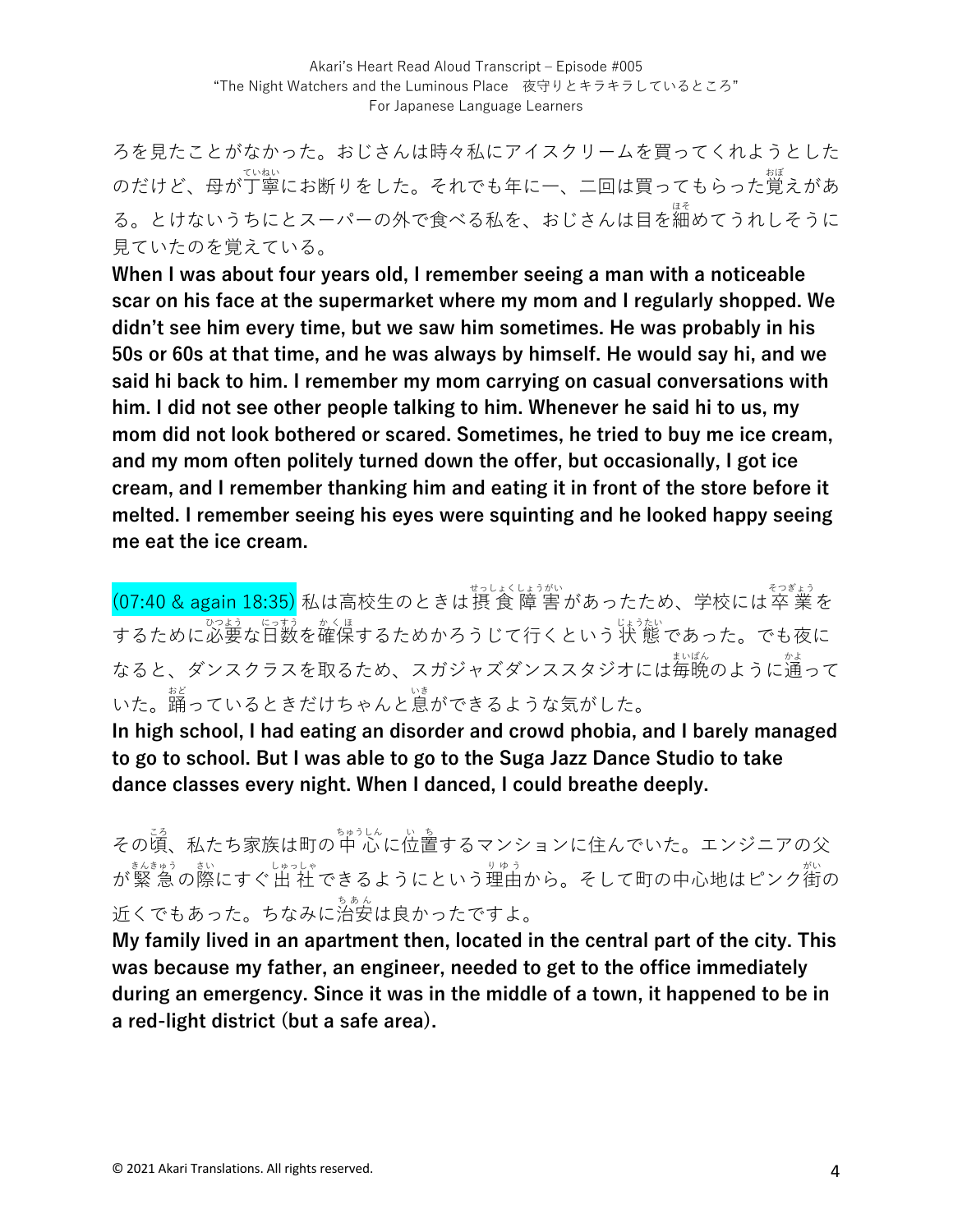ろを見たことがなかった。おじさんは時々私にアイスクリームを買ってくれようとしたのだけど、母が丁寧にお断りをした。それでも年に一、二回は買ってもらった覚えがある。とけないうちにとスーパーの外で食べる私を、おじさんは目を細めてうれしそうに見ていたのを覚えている。

**When I was about four years old, I remember seeing a man with a noticeable scar on his face at the supermarket where my mom and I regularly shopped. We didn't see him every time, but we saw him sometimes. He was probably in his 50s or 60s at that time, and he was always by himself. He would say hi, and we said hi back to him. I remember my mom carrying on casual conversations with him. I did not see other people talking to him. Whenever he said hi to us, my mom did not look bothered or scared. Sometimes, he tried to buy me ice cream, and my mom often politely turned down the offer, but occasionally, I got ice cream, and I remember thanking him and eating it in front of the store before it melted. I remember seeing his eyes were squinting and he looked happy seeing me eat the ice cream.**

(07:40 & again 18:35) 私は高校生のときは摂食障害があったため、学校には卒業をするために必要な日数を確保するためかろうじて行くという状態であった。でも夜になると、ダンスクラスを取るため、スガジャズダンススタジオには毎晩のように通っていた。踊っているときだけちゃんと息ができるような気がした。

**In high school, I had eating an disorder and crowd phobia, and I barely managed to go to school. But I was able to go to the Suga Jazz Dance Studio to take dance classes every night. When I danced, I could breathe deeply.**

その頃、私たち家族は町の中心に位置するマンションに住んでいた。エンジニアの父が緊急の際にすぐ出社できるようにという理由から。そして町の中心地はピンク街の近くでもあった。ちなみに治安は良かったですよ。

**My family lived in an apartment then, located in the central part of the city. This was because my father, an engineer, needed to get to the office immediately during an emergency. Since it was in the middle of a town, it happened to be in a red-light district (but a safe area).**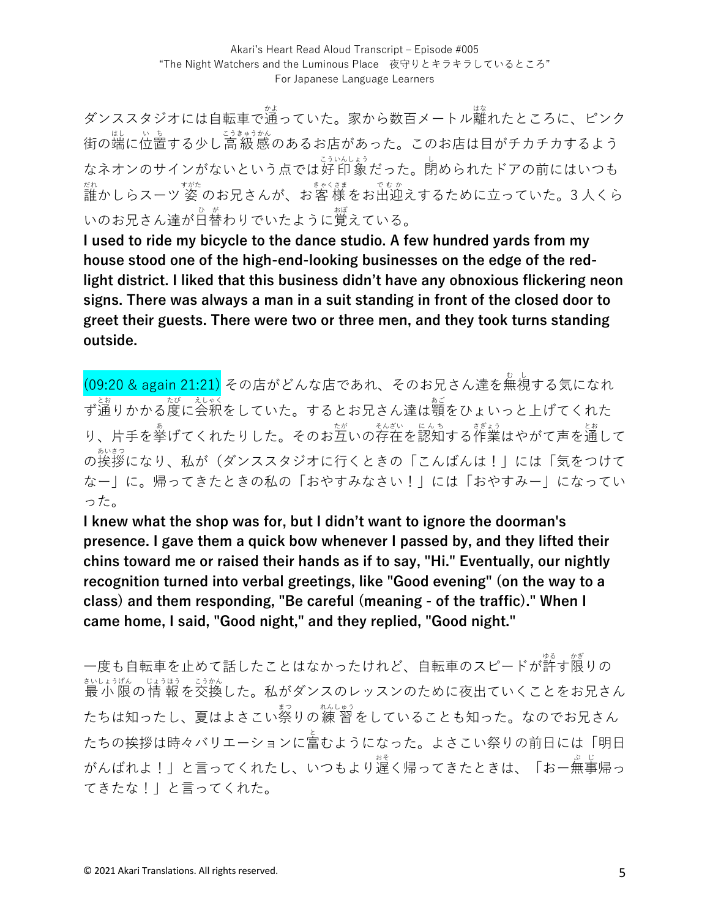ダンススタジオには自転車で通っていた。家から数百メートル離れたところに、ピンク街の端に位置する少し高級感のあるお店があった。このお店は目がチカチカするようなネオンのサインがないという点では好印象だった。閉められたドアの前にはいつも誰かしらスーツ姿のお兄さんが、お客様をお出迎えするために立っていた。3人くらいのお兄さん達が日替わりでいたように覚えている。

**I used to ride my bicycle to the dance studio. A few hundred yards from my house stood one of the high-end-looking businesses on the edge of the red-light district. I liked that this business didn't have any obnoxious flickering neon signs. There was always a man in a suit standing in front of the closed door to greet their guests. There were two or three men, and they took turns standing outside.**

(09:20 & again 21:21) その店がどんな店であれ、そのお兄さん達を無視する気になれず通りかかる度に会釈をしていた。するとお兄さん達は顎をひょいっと上げてくれたり、片手を挙げてくれたりした。そのお互いの存在を認知する作業はやがて声を通しての挨拶になり、私が（ダンススタジオに行くときの「こんばんは！」には「気をつけてなー」に。帰ってきたときの私の「おやすみなさい！」には「おやすみー」になっていった。

**I knew what the shop was for, but I didn't want to ignore the doorman's presence. I gave them a quick bow whenever I passed by, and they lifted their chins toward me or raised their hands as if to say, "Hi." Eventually, our nightly recognition turned into verbal greetings, like "Good evening" (on the way to a class) and them responding, "Be careful (meaning - of the traffic)." When I came home, I said, "Good night," and they replied, "Good night."**

一度も自転車を止めて話したことはなかったけれど、自転車のスピードが許す限りの最小限の情報を交換した。私がダンスのレッスンのために夜出ていくことをお兄さんたちは知ったし、夏はよさこい祭りの練習をしていることも知った。なのでお兄さんたちの挨拶は時々バリエーションに富むようになった。よさこい祭りの前日には「明日がんばれよ！」と言ってくれたし、いつもより遅く帰ってきたときは、「おー無事帰ってきたな！」と言ってくれた。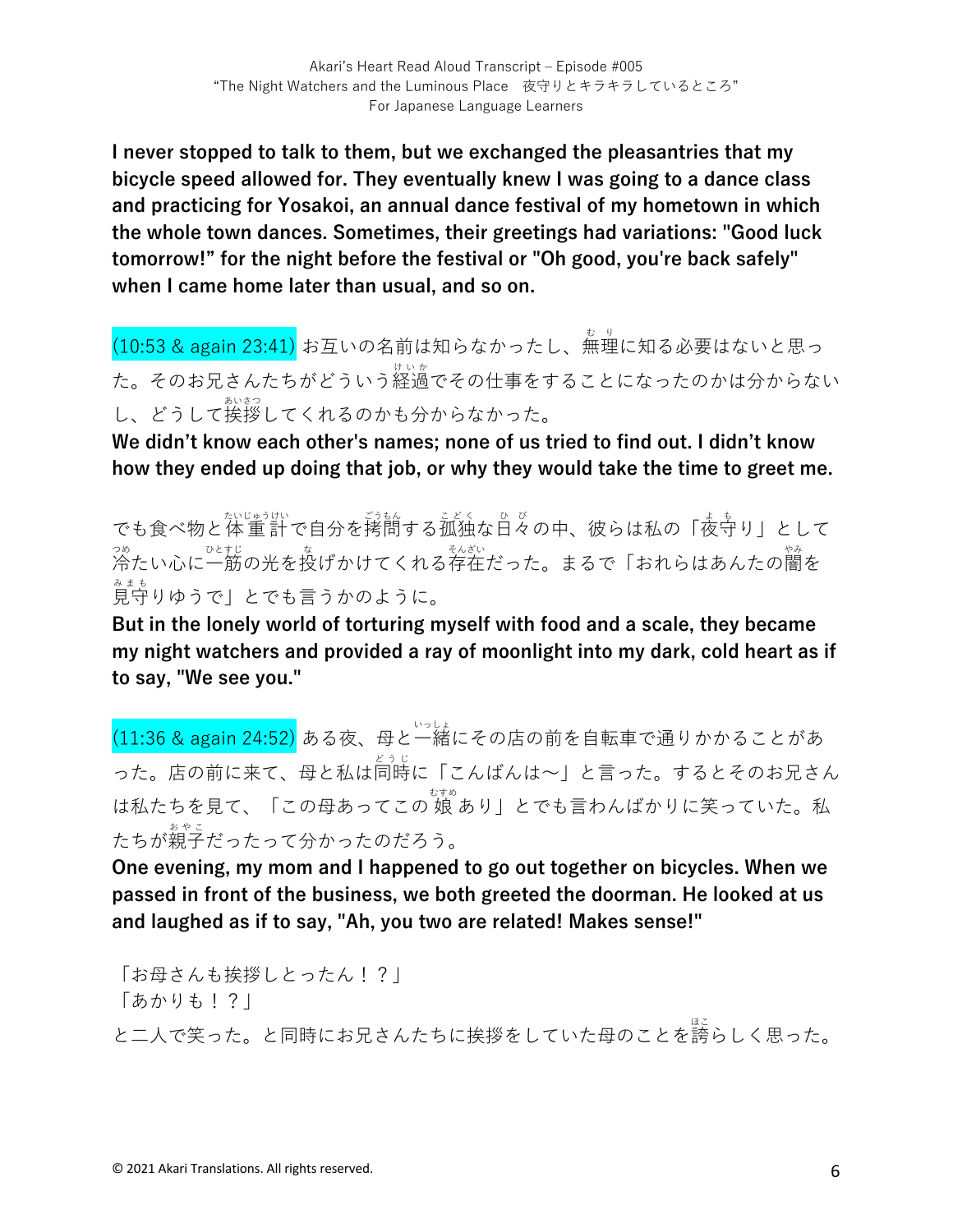**I never stopped to talk to them, but we exchanged the pleasantries that my bicycle speed allowed for. They eventually knew I was going to a dance class and practicing for Yosakoi, an annual dance festival of my hometown in which the whole town dances. Sometimes, their greetings had variations: "Good luck tomorrow!" for the night before the festival or "Oh good, you're back safely" when I came home later than usual, and so on.**

(10:53 & again 23:41) お互いの名前は知らなかったし、無理に知る必要はないと思った。そのお兄さんたちがどういう経過でその仕事をすることになったのかは分からないし、どうして挨拶してくれるのかも分からなかった。

**We didn't know each other's names; none of us tried to find out. I didn't know how they ended up doing that job, or why they would take the time to greet me.**

でも食べ物と体重計で自分を拷問する孤独な日々の中、彼らは私の「夜守り」として冷たい心に一筋の光を投げかけてくれる存在だった。まるで「おれらはあんたの闇を見守りゆうで」とでも言うかのように。

**But in the lonely world of torturing myself with food and a scale, they became my night watchers and provided a ray of moonlight into my dark, cold heart as if to say, "We see you."**

(11:36 & again 24:52) ある夜、母と一緒にその店の前を自転車で通りかかることがあった。店の前に来て、母と私は同時に「こんばんは〜」と言った。するとそのお兄さんは私たちを見て、「この母あってこの娘あり」とでも言わんばかりに笑っていた。私たちが親子だったって分かったのだろう。

**One evening, my mom and I happened to go out together on bicycles. When we passed in front of the business, we both greeted the doorman. He looked at us and laughed as if to say, "Ah, you two are related! Makes sense!"**

「お母さんも挨拶しとったん！？」
「あかりも！？」
と二人で笑った。と同時にお兄さんたちに挨拶をしていた母のことを誇らしく思った。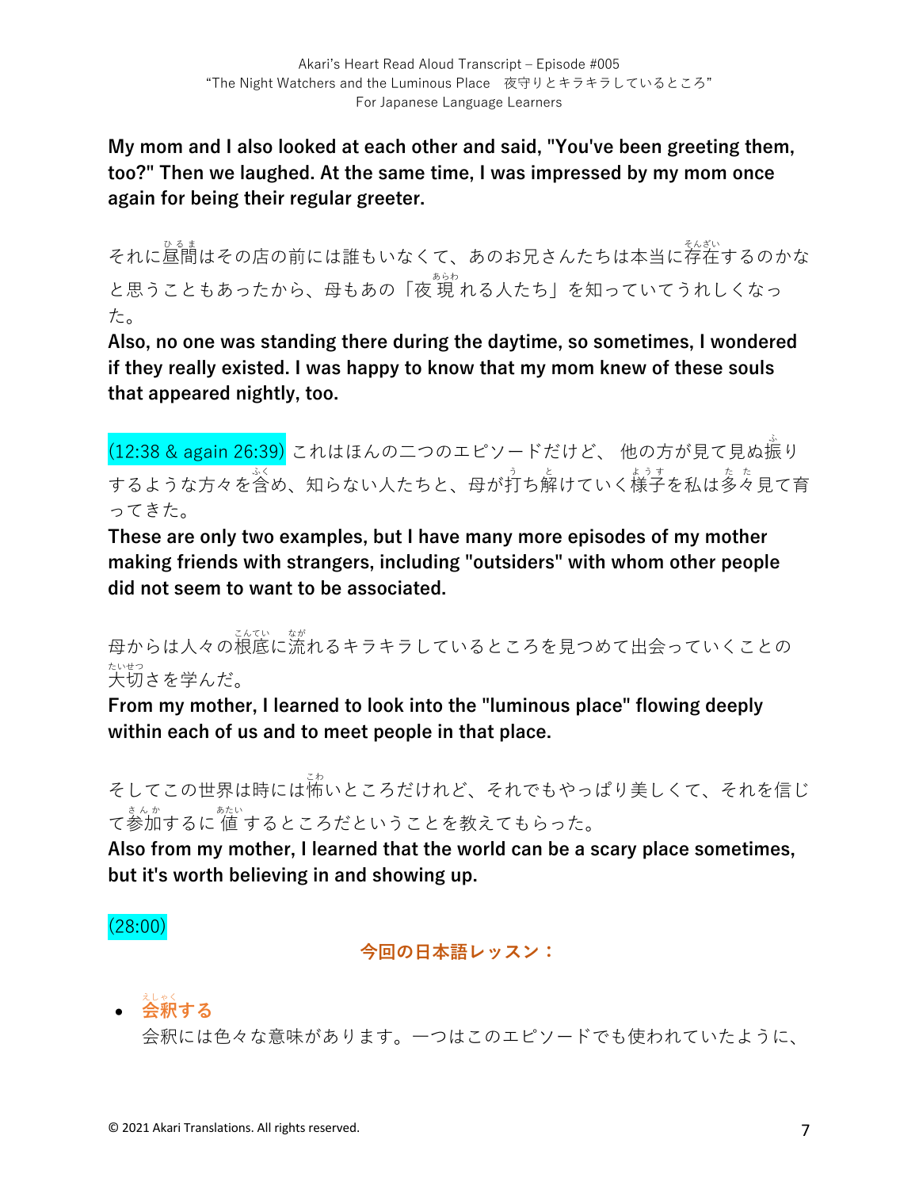**My mom and I also looked at each other and said, "You've been greeting them, too?" Then we laughed. At the same time, I was impressed by my mom once again for being their regular greeter.**

それに昼間はその店の前には誰もいなくて、あのお兄さんたちは本当に存在するのかなと思うこともあったから、母もあの「夜現れる人たち」を知っていてうれしくなった。

**Also, no one was standing there during the daytime, so sometimes, I wondered if they really existed. I was happy to know that my mom knew of these souls that appeared nightly, too.**

(12:38 & again 26:39) これはほんの二つのエピソードだけど、 他の方が見て見ぬ振りするような方々を含め、知らない人たちと、母が打ち解けていく様子を私は多々見て育ってきた。

**These are only two examples, but I have many more episodes of my mother making friends with strangers, including "outsiders" with whom other people did not seem to want to be associated.**

母からは人々の根底に流れるキラキラしているところを見つめて出会っていくことの大切さを学んだ。

**From my mother, I learned to look into the "luminous place" flowing deeply within each of us and to meet people in that place.**

そしてこの世界は時には怖いところだけれど、それでもやっぱり美しくて、それを信じて参加するに値するところだということを教えてもらった。

**Also from my mother, I learned that the world can be a scary place sometimes, but it's worth believing in and showing up.**

(28:00)

## 今回の日本語レッスン：

- **会釈する**

  会釈には色々な意味があります。一つはこのエピソードでも使われていたように、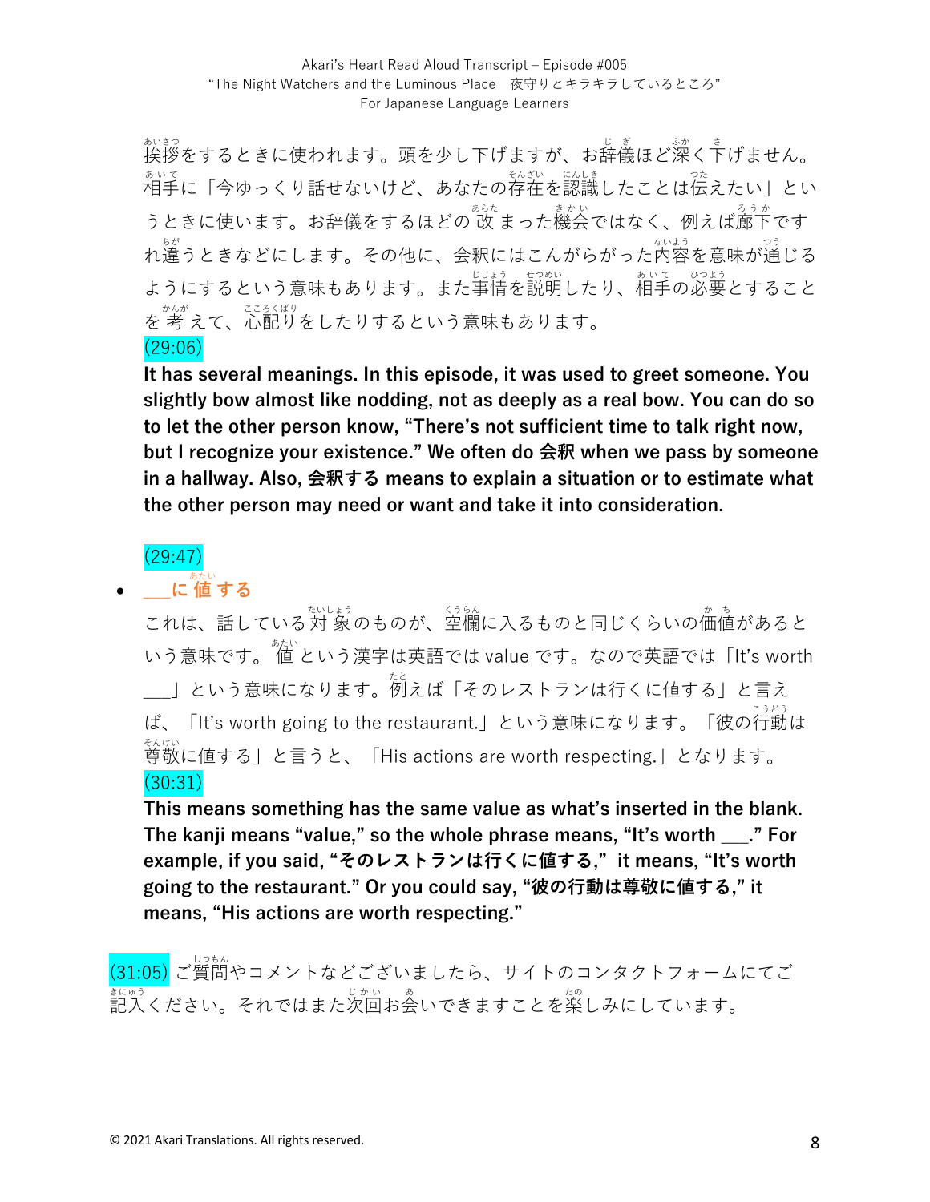挨拶をするときに使われます。頭を少し下げますが、お辞儀ほど深く下げません。相手に「今ゆっくり話せないけど、あなたの存在を認識したことは伝えたい」というときに使います。お辞儀をするほどの改まった機会ではなく、例えば廊下ですれ違うときなどにします。その他に、会釈にはこんがらがった内容を意味が通じるようにするという意味もあります。また事情を説明したり、相手の必要とすることを考えて、心配りをしたりするという意味もあります。

(29:06)

**It has several meanings. In this episode, it was used to greet someone. You slightly bow almost like nodding, not as deeply as a real bow. You can do so to let the other person know, "There's not sufficient time to talk right now, but I recognize your existence." We often do 会釈 when we pass by someone in a hallway. Also, 会釈する means to explain a situation or to estimate what the other person may need or want and take it into consideration.**

(29:47)

- **___に値する**

  これは、話している対象のものが、空欄に入るものと同じくらいの価値があるという意味です。値という漢字は英語では value です。なので英語では「It's worth ___」という意味になります。例えば「そのレストランは行くに値する」と言えば、「It's worth going to the restaurant.」という意味になります。「彼の行動は尊敬に値する」と言うと、「His actions are worth respecting.」となります。

  (30:31)

  **This means something has the same value as what's inserted in the blank. The kanji means "value," so the whole phrase means, "It's worth ___." For example, if you said, "そのレストランは行くに値する," it means, "It's worth going to the restaurant." Or you could say, "彼の行動は尊敬に値する," it means, "His actions are worth respecting."**

(31:05) ご質問やコメントなどございましたら、サイトのコンタクトフォームにてご記入ください。それではまた次回お会いできますことを楽しみにしています。

© 2021 Akari Translations. All rights reserved.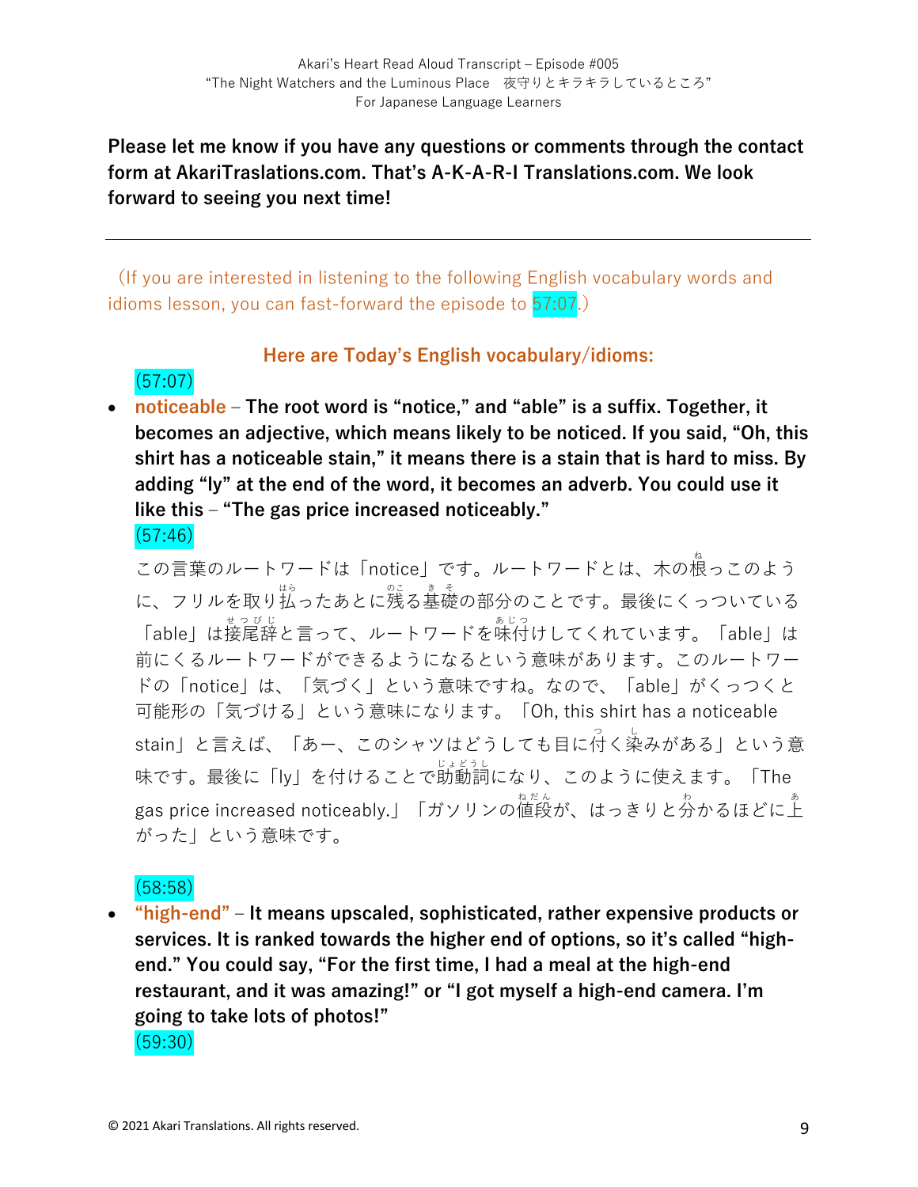**Please let me know if you have any questions or comments through the contact form at AkariTraslations.com. That's A-K-A-R-I Translations.com. We look forward to seeing you next time!**

---

（If you are interested in listening to the following English vocabulary words and idioms lesson, you can fast-forward the episode to 57:07.）

**Here are Today's English vocabulary/idioms:**

(57:07)

- **noticeable** – **The root word is "notice," and "able" is a suffix. Together, it becomes an adjective, which means likely to be noticed. If you said, "Oh, this shirt has a noticeable stain," it means there is a stain that is hard to miss. By adding "ly" at the end of the word, it becomes an adverb. You could use it like this – "The gas price increased noticeably."**

  (57:46)

  この言葉のルートワードは「notice」です。ルートワードとは、木の根っこのように、フリルを取り払ったあとに残る基礎の部分のことです。最後にくっついている「able」は接尾辞と言って、ルートワードを味付けしてくれています。「able」は前にくるルートワードができるようになるという意味があります。このルートワードの「notice」は、「気づく」という意味ですね。なので、「able」がくっつくと可能形の「気づける」という意味になります。「Oh, this shirt has a noticeable stain」と言えば、「あー、このシャツはどうしても目に付く染みがある」という意味です。最後に「ly」を付けることで助動詞になり、このように使えます。「The gas price increased noticeably.」「ガソリンの値段が、はっきりと分かるほどに上がった」という意味です。

(58:58)

- **"high-end"** – **It means upscaled, sophisticated, rather expensive products or services. It is ranked towards the higher end of options, so it's called "high-end." You could say, "For the first time, I had a meal at the high-end restaurant, and it was amazing!" or "I got myself a high-end camera. I'm going to take lots of photos!"**

  (59:30)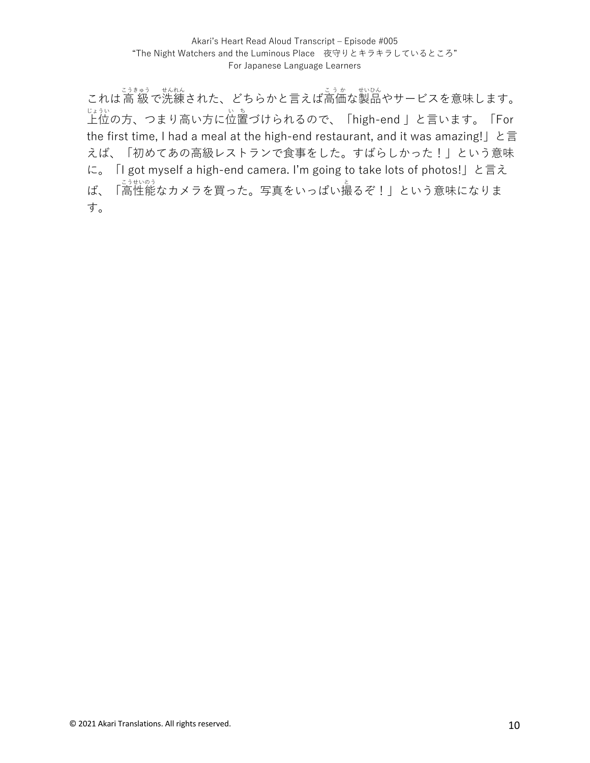これは高級で洗練された、どちらかと言えば高価な製品やサービスを意味します。上位の方、つまり高い方に位置づけられるので、「high-end 」と言います。「For the first time, I had a meal at the high-end restaurant, and it was amazing!」と言えば、「初めてあの高級レストランで食事をした。すばらしかった！」という意味に。「I got myself a high-end camera. I'm going to take lots of photos!」と言えば、「高性能なカメラを買った。写真をいっぱい撮るぞ！」という意味になります。